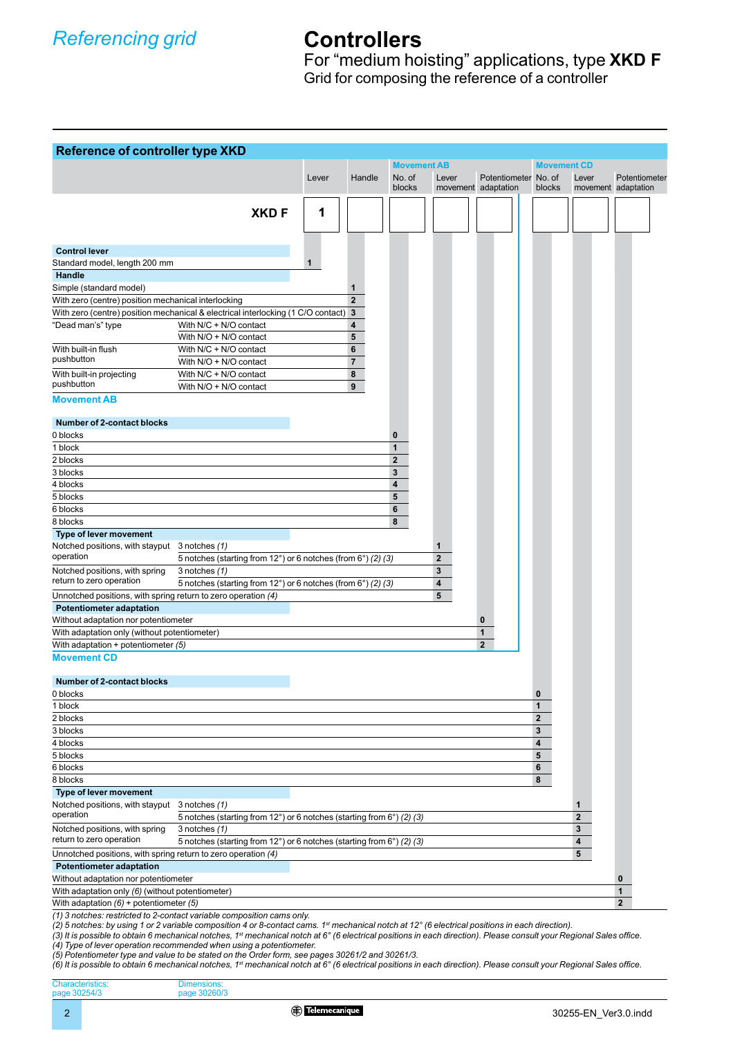# Referencing grid

# Controllers

## For “medium hoisting” applications, type **XKD F**

### Grid for composing the reference of a controller

## Reference of controller type XKD

| | Lever | Handle | Movement AB: No. of blocks | Movement AB: Lever movement | Movement AB: Potentiometer adaptation | Movement CD: No. of blocks | Movement CD: Lever movement | Movement CD: Potentiometer adaptation |
|---|---|---|---|---|---|---|---|---|
| **XKD F** | 1 | | | | | | | |

### Control lever

| | Lever |
|---|---|
| Standard model, length 200 mm | 1 |

### Handle

| | | Handle |
|---|---|---|
| Simple (standard model) | | 1 |
| With zero (centre) position mechanical interlocking | | 2 |
| With zero (centre) position mechanical & electrical interlocking (1 C/O contact) | | 3 |
| “Dead man’s” type | With N/C + N/O contact | 4 |
| | With N/O + N/O contact | 5 |
| With built-in flush pushbutton | With N/C + N/O contact | 6 |
| | With N/O + N/O contact | 7 |
| With built-in projecting pushbutton | With N/C + N/O contact | 8 |
| | With N/O + N/O contact | 9 |

### Movement AB

**Number of 2-contact blocks**

| | No. of blocks |
|---|---|
| 0 blocks | 0 |
| 1 block | 1 |
| 2 blocks | 2 |
| 3 blocks | 3 |
| 4 blocks | 4 |
| 5 blocks | 5 |
| 6 blocks | 6 |
| 8 blocks | 8 |

**Type of lever movement**

| | | Lever movement |
|---|---|---|
| Notched positions, with stayput operation | 3 notches *(1)* | 1 |
| | 5 notches (starting from 12°) or 6 notches (from 6°) *(2) (3)* | 2 |
| Notched positions, with spring return to zero operation | 3 notches *(1)* | 3 |
| | 5 notches (starting from 12°) or 6 notches (from 6°) *(2) (3)* | 4 |
| Unnotched positions, with spring return to zero operation *(4)* | | 5 |

**Potentiometer adaptation**

| | Potentiometer adaptation |
|---|---|
| Without adaptation nor potentiometer | 0 |
| With adaptation only (without potentiometer) | 1 |
| With adaptation + potentiometer *(5)* | 2 |

### Movement CD

**Number of 2-contact blocks**

| | No. of blocks |
|---|---|
| 0 blocks | 0 |
| 1 block | 1 |
| 2 blocks | 2 |
| 3 blocks | 3 |
| 4 blocks | 4 |
| 5 blocks | 5 |
| 6 blocks | 6 |
| 8 blocks | 8 |

**Type of lever movement**

| | | Lever movement |
|---|---|---|
| Notched positions, with stayput operation | 3 notches *(1)* | 1 |
| | 5 notches (starting from 12°) or 6 notches (starting from 6°) *(2) (3)* | 2 |
| Notched positions, with spring return to zero operation | 3 notches *(1)* | 3 |
| | 5 notches (starting from 12°) or 6 notches (starting from 6°) *(2) (3)* | 4 |
| Unnotched positions, with spring return to zero operation *(4)* | | 5 |

**Potentiometer adaptation**

| | Potentiometer adaptation |
|---|---|
| Without adaptation nor potentiometer | 0 |
| With adaptation only *(6)* (without potentiometer) | 1 |
| With adaptation *(6)* + potentiometer *(5)* | 2 |

*(1) 3 notches: restricted to 2-contact variable composition cams only.*
*(2) 5 notches: by using 1 or 2 variable composition 4 or 8-contact cams. 1st mechanical notch at 12° (6 electrical positions in each direction).*
*(3) It is possible to obtain 6 mechanical notches, 1st mechanical notch at 6° (6 electrical positions in each direction). Please consult your Regional Sales office.*
*(4) Type of lever operation recommended when using a potentiometer.*
*(5) Potentiometer type and value to be stated on the Order form, see pages 30261/2 and 30261/3.*
*(6) It is possible to obtain 6 mechanical notches, 1st mechanical notch at 6° (6 electrical positions in each direction). Please consult your Regional Sales office.*

Characteristics: page 30254/3
Dimensions: page 30260/3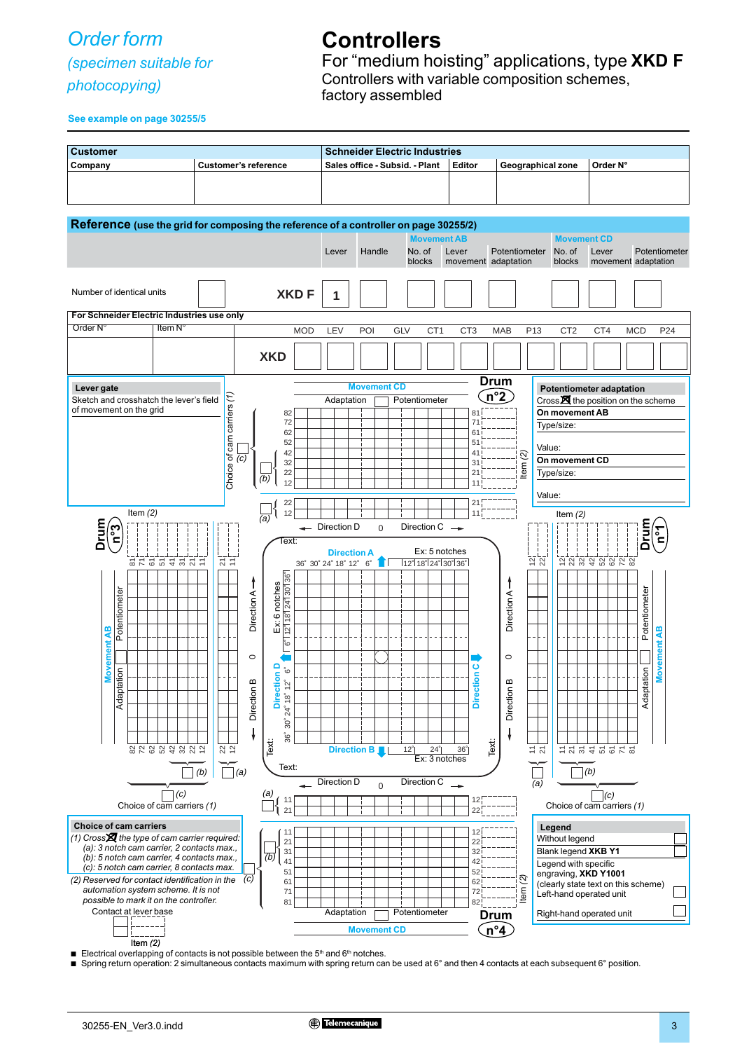# Order form

*(specimen suitable for photocopying)*

**See example on page 30255/5**

# Controllers

## For “medium hoisting” applications, type **XKD F**

Controllers with variable composition schemes, factory assembled

| Customer | | Schneider Electric Industries | | | |
|---|---|---|---|---|---|
| **Company** | **Customer’s reference** | **Sales office - Subsid. - Plant** | **Editor** | **Geographical zone** | **Order N°** |
| | | | | | |

**Reference** (use the grid for composing the reference of a controller on page 30255/2)

| | | Lever | Handle | Movement AB: No. of blocks | Movement AB: Lever movement | Movement AB: Potentiometer adaptation | Movement CD: No. of blocks | Movement CD: Lever movement | Movement CD: Potentiometer adaptation |
|---|---|---|---|---|---|---|---|---|---|
| Number of identical units | XKD F | 1 | | | | | | | |

**For Schneider Electric Industries use only**

| Order N° | Item N° | | MOD | LEV | POI | GLV | CT1 | CT3 | MAB | P13 | CT2 | CT4 | MCD | P24 |
|---|---|---|---|---|---|---|---|---|---|---|---|---|---|---|
| | | XKD | | | | | | | | | | | | |

**Lever gate**

Sketch and crosshatch the lever’s field of movement on the grid

**Potentiometer adaptation**

Cross ☒ the position on the scheme

**On movement AB**

Type/size:

Value:

**On movement CD**

Type/size:

Value:

Drum n°1, Drum n°2, Drum n°3, Drum n°4

Movement AB — Adaptation / Potentiometer

Movement CD — Adaptation / Potentiometer

Choice of cam carriers (1) — (a), (b), (c)

Item (2)

Direction A — 0 — Direction B

Direction D — 0 — Direction C

Text:

Direction A: Ex: 5 notches — 36° 30° 24° 18° 12° 6° / 12° 18° 24° 30° 36°

Direction B: Ex: 3 notches — 12° 24° 36°

Direction D: 6° 12° 18° 24° 30° 36°

Ex: 6 notches: 6° 12° 18° 24° 30° 36°

Direction C

Contacts: 11, 21, 31, 41, 51, 61, 71, 81 / 12, 22, 32, 42, 52, 62, 72, 82

**Choice of cam carriers**

(1) Cross ☒ the type of cam carrier required:
- (a): 3 notch cam carrier, 2 contacts max.,
- (b): 5 notch cam carrier, 4 contacts max.,
- (c): 5 notch cam carrier, 8 contacts max.

(2) Reserved for contact identification in the automation system scheme. It is not possible to mark it on the controller.

Contact at lever base

Item (2)

**Legend**

| | |
|---|---|
| Without legend | ☐ |
| Blank legend **XKB Y1** | ☐ |
| Legend with specific engraving, **XKD Y1001** (clearly state text on this scheme) | |
| Left-hand operated unit | ☐ |
| Right-hand operated unit | ☐ |

- Electrical overlapping of contacts is not possible between the 5th and 6th notches.
- Spring return operation: 2 simultaneous contacts maximum with spring return can be used at 6° and then 4 contacts at each subsequent 6° position.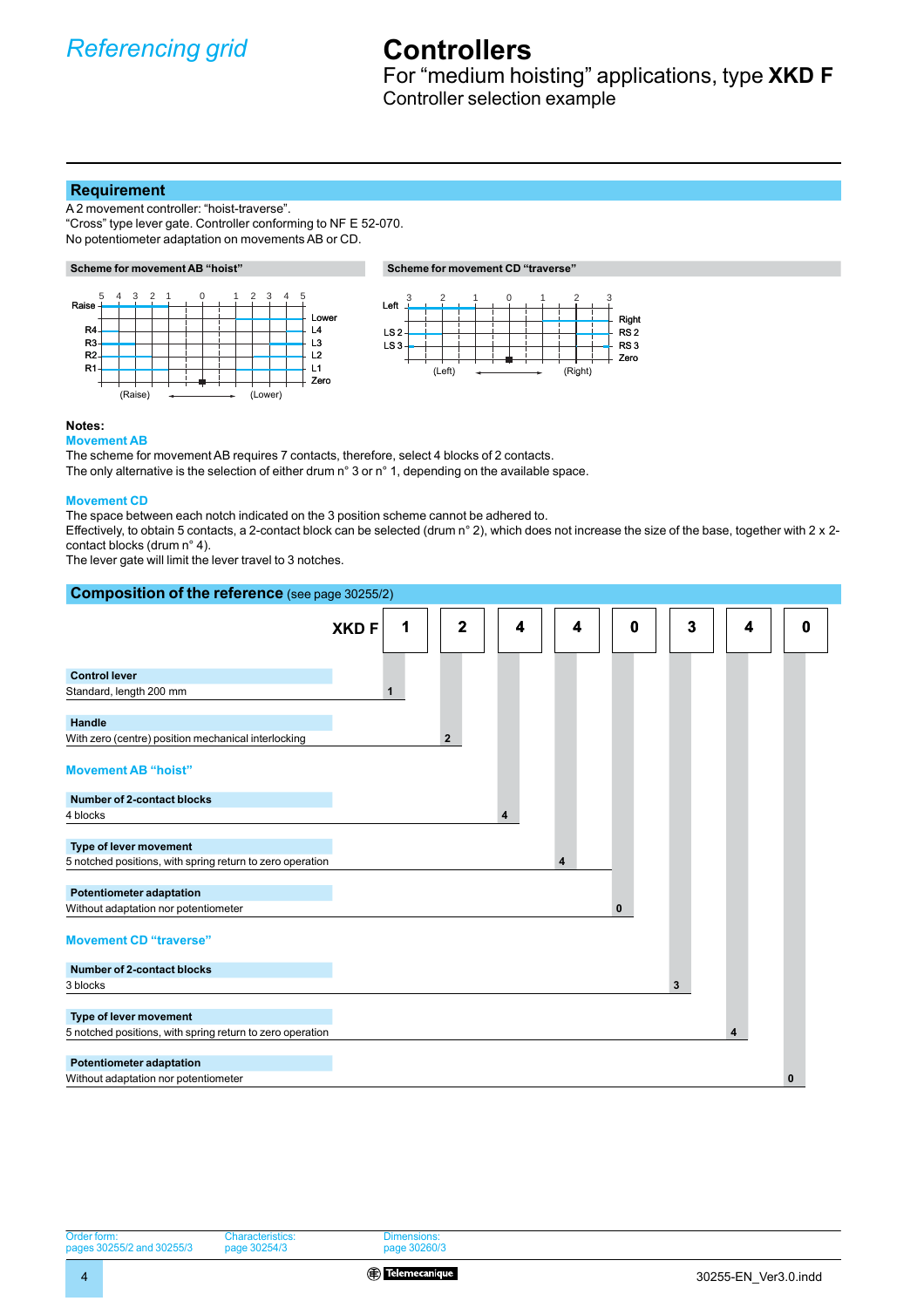# Referencing grid

# Controllers

For “medium hoisting” applications, type **XKD F**

Controller selection example

## Requirement

A 2 movement controller: “hoist-traverse”.
“Cross” type lever gate. Controller conforming to NF E 52-070.
No potentiometer adaptation on movements AB or CD.

**Scheme for movement AB “hoist”**

**Scheme for movement CD “traverse”**

**Notes:**

### Movement AB

The scheme for movement AB requires 7 contacts, therefore, select 4 blocks of 2 contacts.
The only alternative is the selection of either drum n° 3 or n° 1, depending on the available space.

### Movement CD

The space between each notch indicated on the 3 position scheme cannot be adhered to.
Effectively, to obtain 5 contacts, a 2-contact block can be selected (drum n° 2), which does not increase the size of the base, together with 2 x 2-contact blocks (drum n° 4).
The lever gate will limit the lever travel to 3 notches.

## Composition of the reference (see page 30255/2)

**XKD F** | 1 | 2 | 4 | 4 | 0 | 3 | 4 | 0

| Item | Selection | Code |
| --- | --- | --- |
| **Control lever** | Standard, length 200 mm | 1 |
| **Handle** | With zero (centre) position mechanical interlocking | 2 |
| **Movement AB “hoist”** | | |
| **Number of 2-contact blocks** | 4 blocks | 4 |
| **Type of lever movement** | 5 notched positions, with spring return to zero operation | 4 |
| **Potentiometer adaptation** | Without adaptation nor potentiometer | 0 |
| **Movement CD “traverse”** | | |
| **Number of 2-contact blocks** | 3 blocks | 3 |
| **Type of lever movement** | 5 notched positions, with spring return to zero operation | 4 |
| **Potentiometer adaptation** | Without adaptation nor potentiometer | 0 |

Order form: pages 30255/2 and 30255/3
Characteristics: page 30254/3
Dimensions: page 30260/3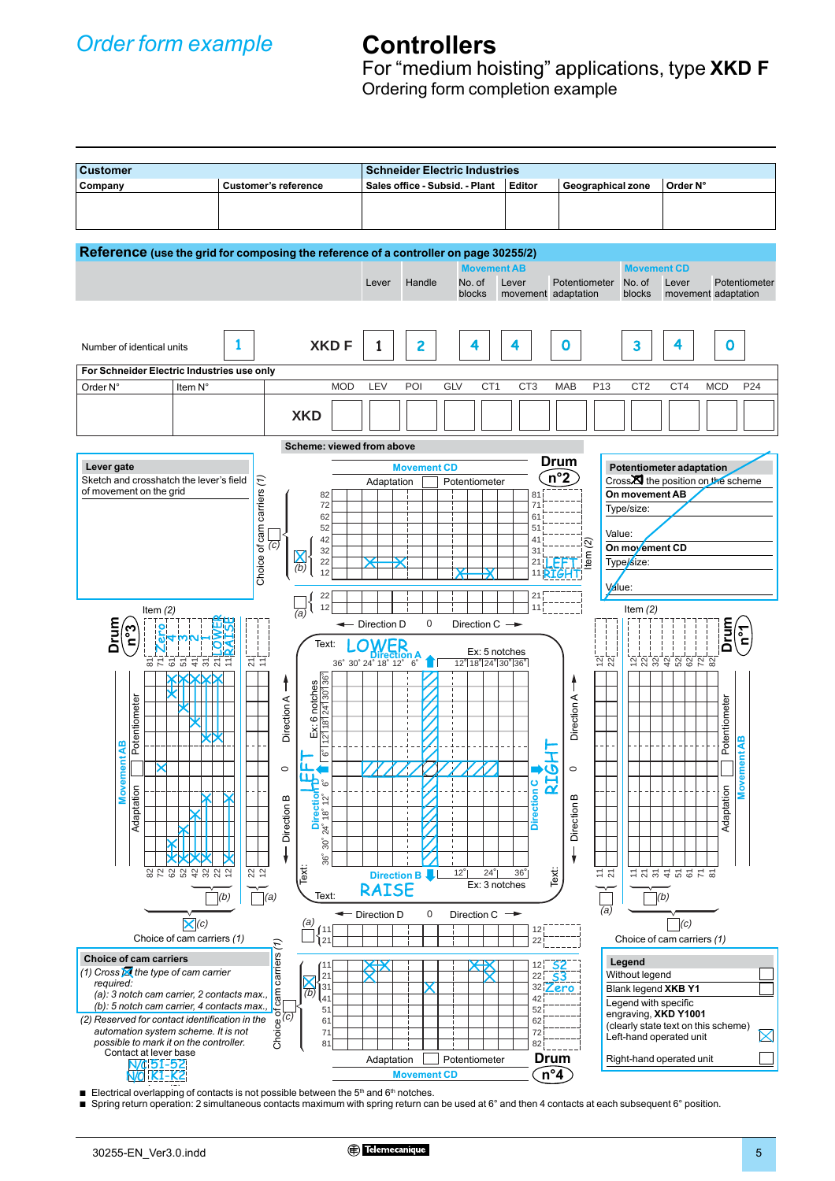# Order form example

# Controllers

## For "medium hoisting" applications, type XKD F

### Ordering form completion example

| Customer | | Schneider Electric Industries | | | |
|---|---|---|---|---|---|
| Company | Customer's reference | Sales office - Subsid. - Plant | Editor | Geographical zone | Order N° |
| | | | | | |

**Reference** (use the grid for composing the reference of a controller on page 30255/2)

| | | Lever | Handle | Movement AB No. of blocks | Movement AB Lever movement | Movement AB Potentiometer adaptation | Movement CD No. of blocks | Movement CD Lever movement | Movement CD Potentiometer adaptation |
|---|---|---|---|---|---|---|---|---|---|
| Number of identical units | 1 | 1 | 2 | 4 | 4 | 0 | 3 | 4 | 0 |

Prefix: XKD F

**For Schneider Electric Industries use only**

| Order N° | Item N° | | MOD | LEV | POI | GLV | CT1 | CT3 | MAB | P13 | CT2 | CT4 | MCD | P24 |
|---|---|---|---|---|---|---|---|---|---|---|---|---|---|---|
| | | XKD | | | | | | | | | | | | |

**Scheme: viewed from above**

**Lever gate**
Sketch and crosshatch the lever's field of movement on the grid

**Potentiometer adaptation**
Cross ☒ the position on the scheme
On movement AB
Type/size:
Value:
On movement CD
Type/size:
Value:

Drum n°1, Drum n°2, Drum n°3, Drum n°4

Drum n°3 – Item (2): Zero 4, 3, 2, 1, LOWER RAISE – Choice of cam carriers (1): ☒ (c)

Drum n°2 – Item (2): LEFT, RIGHT – Choice of cam carriers: ☒ (b)

Drum n°4 – Item (2): S2, S3, Zero – Choice of cam carriers: ☒ (b)

Text: LOWER (Direction A) – Ex: 5 notches – 36° 30° 24° 18° 12° 6° / 12° 18° 24° 30° 36°

Text: LEFT (Direction D) – Ex: 6 notches

Text: RIGHT (Direction C)

Text: RAISE (Direction B) – Ex: 3 notches – 12° 24° 36°

**Choice of cam carriers**
(1) Cross ☒ the type of cam carrier required:
(a): 3 notch cam carrier, 2 contacts max.,
(b): 5 notch cam carrier, 4 contacts max.,
(2) Reserved for contact identification in the automation system scheme. It is not possible to mark it on the controller.
Contact at lever base
N/C S1-S2
N/O K1-K2

**Legend**

| | |
|---|---|
| Without legend | ☐ |
| Blank legend **XKB Y1** | ☐ |
| Legend with specific engraving, **XKD Y1001** (clearly state text on this scheme) Left-hand operated unit | ☒ |
| Right-hand operated unit | ☐ |

- Electrical overlapping of contacts is not possible between the 5th and 6th notches.
- Spring return operation: 2 simultaneous contacts maximum with spring return can be used at 6° and then 4 contacts at each subsequent 6° position.